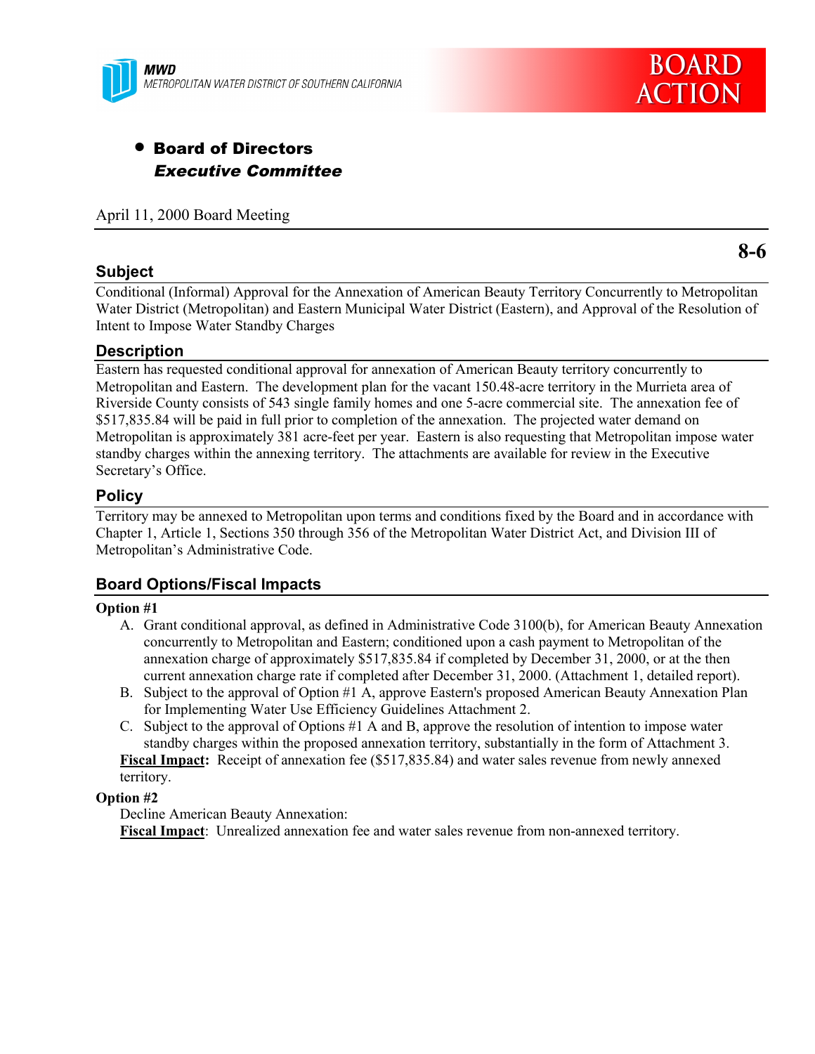MWD
METROPOLITAN WATER DISTRICT OF SOUTHERN CALIFORNIA

**BOARD ACTION**

- **Board of Directors**
  ***Executive Committee***

April 11, 2000 Board Meeting

**8-6**

## Subject

Conditional (Informal) Approval for the Annexation of American Beauty Territory Concurrently to Metropolitan Water District (Metropolitan) and Eastern Municipal Water District (Eastern), and Approval of the Resolution of Intent to Impose Water Standby Charges

## Description

Eastern has requested conditional approval for annexation of American Beauty territory concurrently to Metropolitan and Eastern. The development plan for the vacant 150.48-acre territory in the Murrieta area of Riverside County consists of 543 single family homes and one 5-acre commercial site. The annexation fee of $517,835.84 will be paid in full prior to completion of the annexation. The projected water demand on Metropolitan is approximately 381 acre-feet per year. Eastern is also requesting that Metropolitan impose water standby charges within the annexing territory. The attachments are available for review in the Executive Secretary's Office.

## Policy

Territory may be annexed to Metropolitan upon terms and conditions fixed by the Board and in accordance with Chapter 1, Article 1, Sections 350 through 356 of the Metropolitan Water District Act, and Division III of Metropolitan's Administrative Code.

## Board Options/Fiscal Impacts

**Option #1**

A. Grant conditional approval, as defined in Administrative Code 3100(b), for American Beauty Annexation concurrently to Metropolitan and Eastern; conditioned upon a cash payment to Metropolitan of the annexation charge of approximately $517,835.84 if completed by December 31, 2000, or at the then current annexation charge rate if completed after December 31, 2000. (Attachment 1, detailed report).

B. Subject to the approval of Option #1 A, approve Eastern's proposed American Beauty Annexation Plan for Implementing Water Use Efficiency Guidelines Attachment 2.

C. Subject to the approval of Options #1 A and B, approve the resolution of intention to impose water standby charges within the proposed annexation territory, substantially in the form of Attachment 3.

**Fiscal Impact:** Receipt of annexation fee ($517,835.84) and water sales revenue from newly annexed territory.

**Option #2**

Decline American Beauty Annexation:

**Fiscal Impact**: Unrealized annexation fee and water sales revenue from non-annexed territory.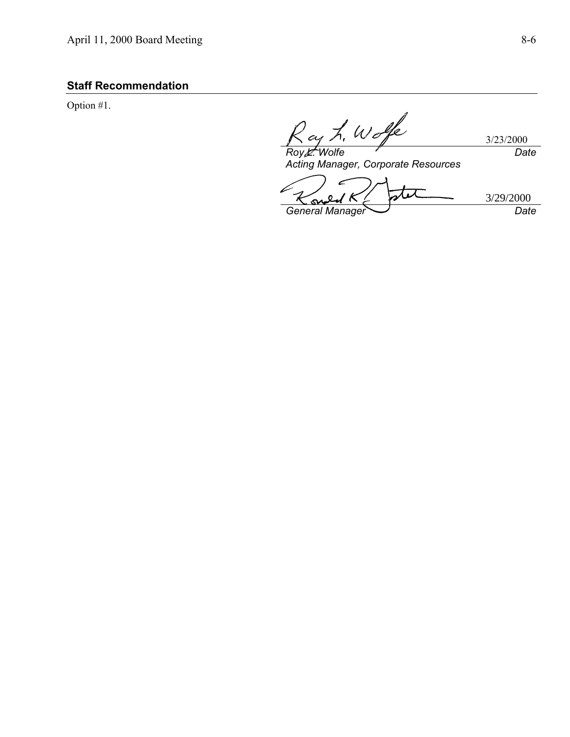## Staff Recommendation

Option #1.

Roy L. Wolfe — 3/23/2000

*Roy L. Wolfe* — *Date*

*Acting Manager, Corporate Resources*

Ronald R. Foster — 3/29/2000

*General Manager* — *Date*